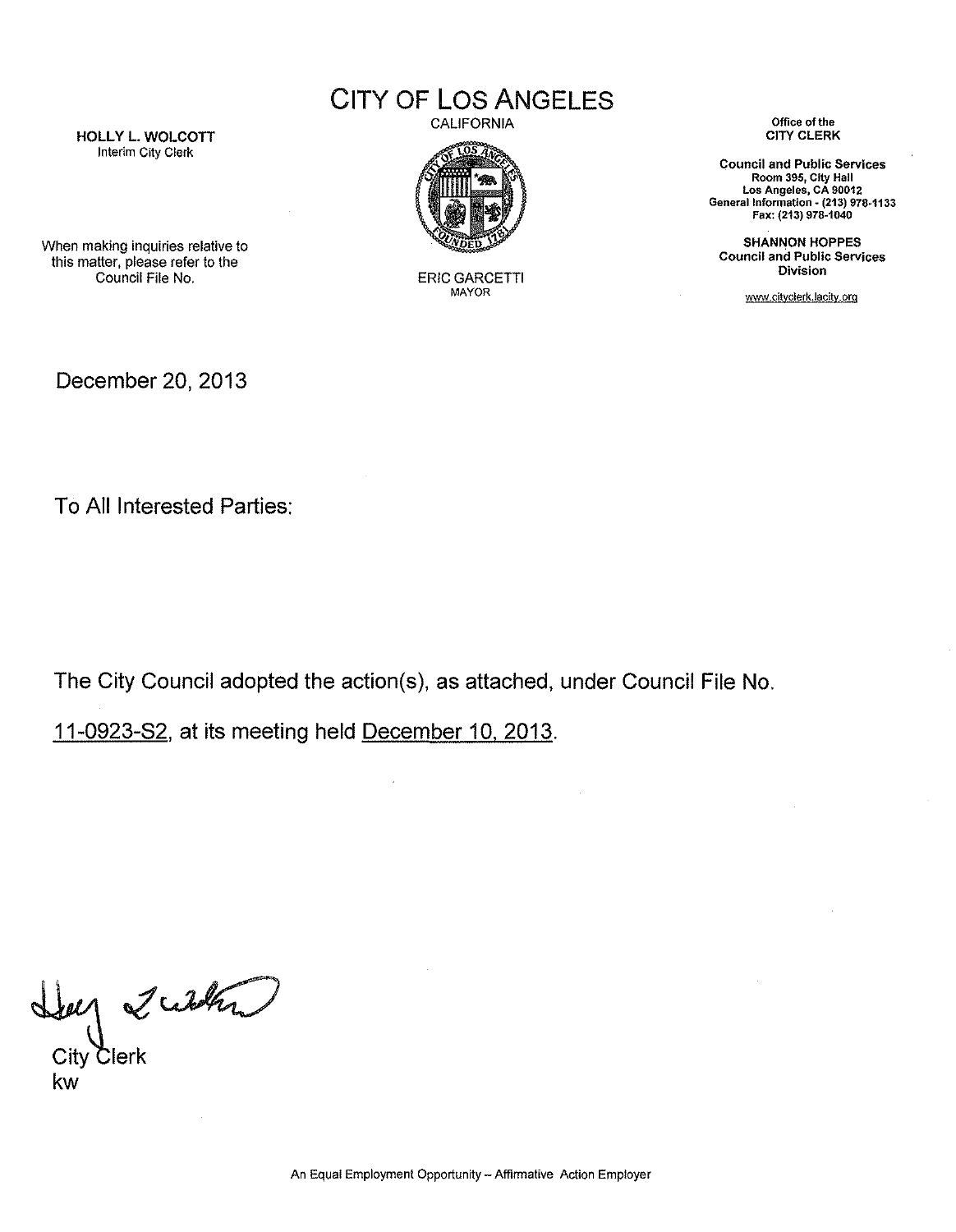# CITY OF LOS ANGELES

CALIFORNIA

**HOLLY L. WOLCOTT**
Interim City Clerk

When making inquiries relative to this matter, please refer to the Council File No.

ERIC GARCETTI
MAYOR

Office of the
**CITY CLERK**

**Council and Public Services**
**Room 395, City Hall**
**Los Angeles, CA 90012**
**General Information - (213) 978-1133**
**Fax: (213) 978-1040**

**SHANNON HOPPES**
**Council and Public Services Division**

www.cityclerk.lacity.org

December 20, 2013

To All Interested Parties:

The City Council adopted the action(s), as attached, under Council File No. 11-0923-S2, at its meeting held December 10, 2013.

City Clerk
kw

An Equal Employment Opportunity – Affirmative Action Employer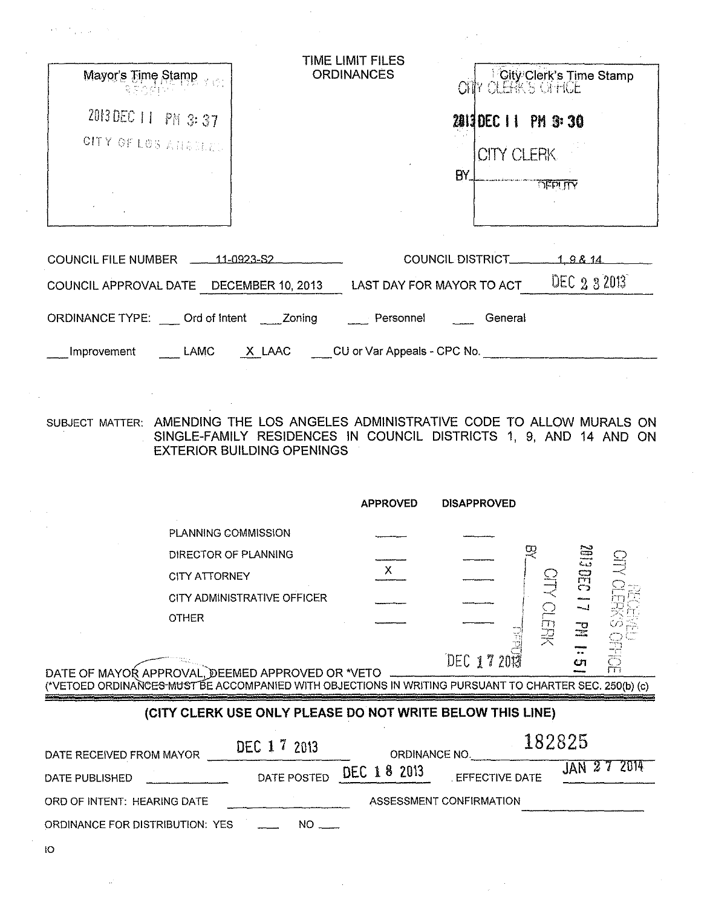Mayor's Time Stamp

2013 DEC 11 PM 3:37

CITY OF LOS ANGELES

TIME LIMIT FILES
ORDINANCES

City Clerk's Time Stamp

CITY CLERK'S OFFICE

2013 DEC 11 PM 3:30

CITY CLERK

BY______ DEPUTY

COUNCIL FILE NUMBER 11-0923-S2 COUNCIL DISTRICT 1, 9 & 14

COUNCIL APPROVAL DATE DECEMBER 10, 2013 LAST DAY FOR MAYOR TO ACT DEC 2 3 2013

ORDINANCE TYPE: ___ Ord of Intent ___ Zoning ___ Personnel ___ General

___ Improvement ___ LAMC X LAAC ___ CU or Var Appeals - CPC No. ______

SUBJECT MATTER: AMENDING THE LOS ANGELES ADMINISTRATIVE CODE TO ALLOW MURALS ON SINGLE-FAMILY RESIDENCES IN COUNCIL DISTRICTS 1, 9, AND 14 AND ON EXTERIOR BUILDING OPENINGS

| | APPROVED | DISAPPROVED |
|---|---|---|
| PLANNING COMMISSION | | |
| DIRECTOR OF PLANNING | | |
| CITY ATTORNEY | X | |
| CITY ADMINISTRATIVE OFFICER | | |
| OTHER | | |

RECEIVED CITY CLERK'S OFFICE 2013 DEC 17 PM 1:51 CITY CLERK BY______ DEPUTY

DATE OF MAYOR APPROVAL, DEEMED APPROVED OR *VETO DEC 17 2013

(*VETOED ORDINANCES MUST BE ACCOMPANIED WITH OBJECTIONS IN WRITING PURSUANT TO CHARTER SEC. 250(b) (c)

**(CITY CLERK USE ONLY PLEASE DO NOT WRITE BELOW THIS LINE)**

DATE RECEIVED FROM MAYOR DEC 17 2013 ORDINANCE NO. 182825

DATE PUBLISHED ______ DATE POSTED DEC 18 2013 EFFECTIVE DATE JAN 27 2014

ORD OF INTENT: HEARING DATE ______ ASSESSMENT CONFIRMATION ______

ORDINANCE FOR DISTRIBUTION: YES ___ NO ___

IO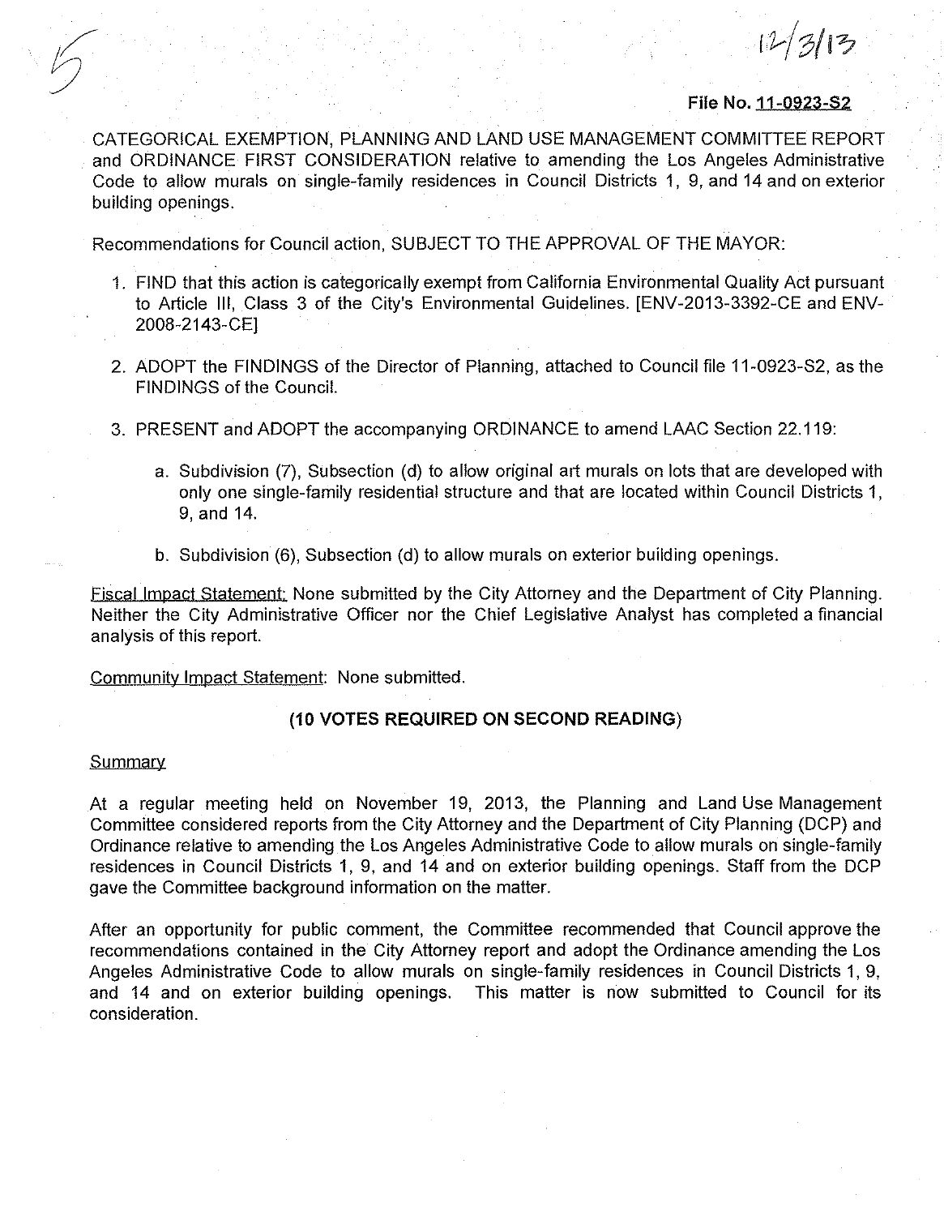5

12/3/13

**File No. 11-0923-S2**

CATEGORICAL EXEMPTION, PLANNING AND LAND USE MANAGEMENT COMMITTEE REPORT and ORDINANCE FIRST CONSIDERATION relative to amending the Los Angeles Administrative Code to allow murals on single-family residences in Council Districts 1, 9, and 14 and on exterior building openings.

Recommendations for Council action, SUBJECT TO THE APPROVAL OF THE MAYOR:

1. FIND that this action is categorically exempt from California Environmental Quality Act pursuant to Article III, Class 3 of the City's Environmental Guidelines. [ENV-2013-3392-CE and ENV-2008-2143-CE]

2. ADOPT the FINDINGS of the Director of Planning, attached to Council file 11-0923-S2, as the FINDINGS of the Council.

3. PRESENT and ADOPT the accompanying ORDINANCE to amend LAAC Section 22.119:

   a. Subdivision (7), Subsection (d) to allow original art murals on lots that are developed with only one single-family residential structure and that are located within Council Districts 1, 9, and 14.

   b. Subdivision (6), Subsection (d) to allow murals on exterior building openings.

Fiscal Impact Statement: None submitted by the City Attorney and the Department of City Planning. Neither the City Administrative Officer nor the Chief Legislative Analyst has completed a financial analysis of this report.

Community Impact Statement: None submitted.

**(10 VOTES REQUIRED ON SECOND READING)**

Summary

At a regular meeting held on November 19, 2013, the Planning and Land Use Management Committee considered reports from the City Attorney and the Department of City Planning (DCP) and Ordinance relative to amending the Los Angeles Administrative Code to allow murals on single-family residences in Council Districts 1, 9, and 14 and on exterior building openings. Staff from the DCP gave the Committee background information on the matter.

After an opportunity for public comment, the Committee recommended that Council approve the recommendations contained in the City Attorney report and adopt the Ordinance amending the Los Angeles Administrative Code to allow murals on single-family residences in Council Districts 1, 9, and 14 and on exterior building openings. This matter is now submitted to Council for its consideration.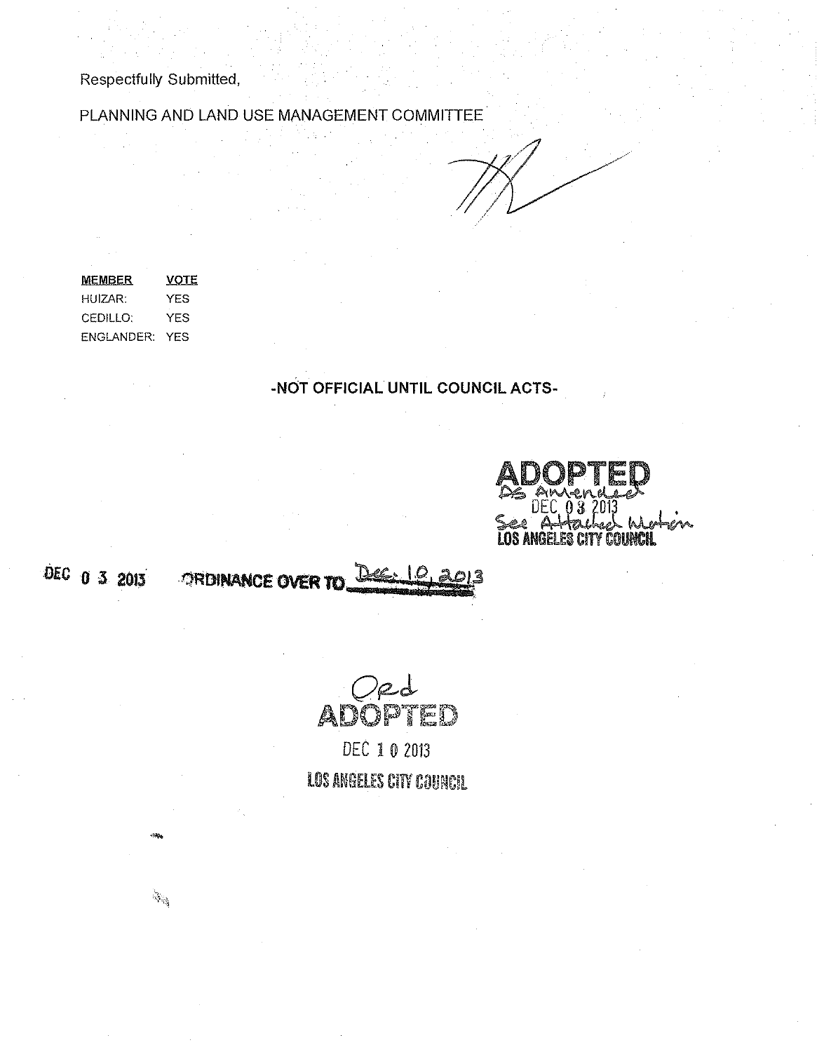Respectfully Submitted,

PLANNING AND LAND USE MANAGEMENT COMMITTEE

| MEMBER | VOTE |
|---|---|
| HUIZAR: | YES |
| CEDILLO: | YES |
| ENGLANDER: | YES |

**-NOT OFFICIAL UNTIL COUNCIL ACTS-**

**ADOPTED**
As Amended
DEC 03 2013
See Attached Motion
**LOS ANGELES CITY COUNCIL**

DEC 0 3 2013 ORDINANCE OVER TO Dec. 10, 2013

Ord
**ADOPTED**
DEC 1 0 2013
**LOS ANGELES CITY COUNCIL**